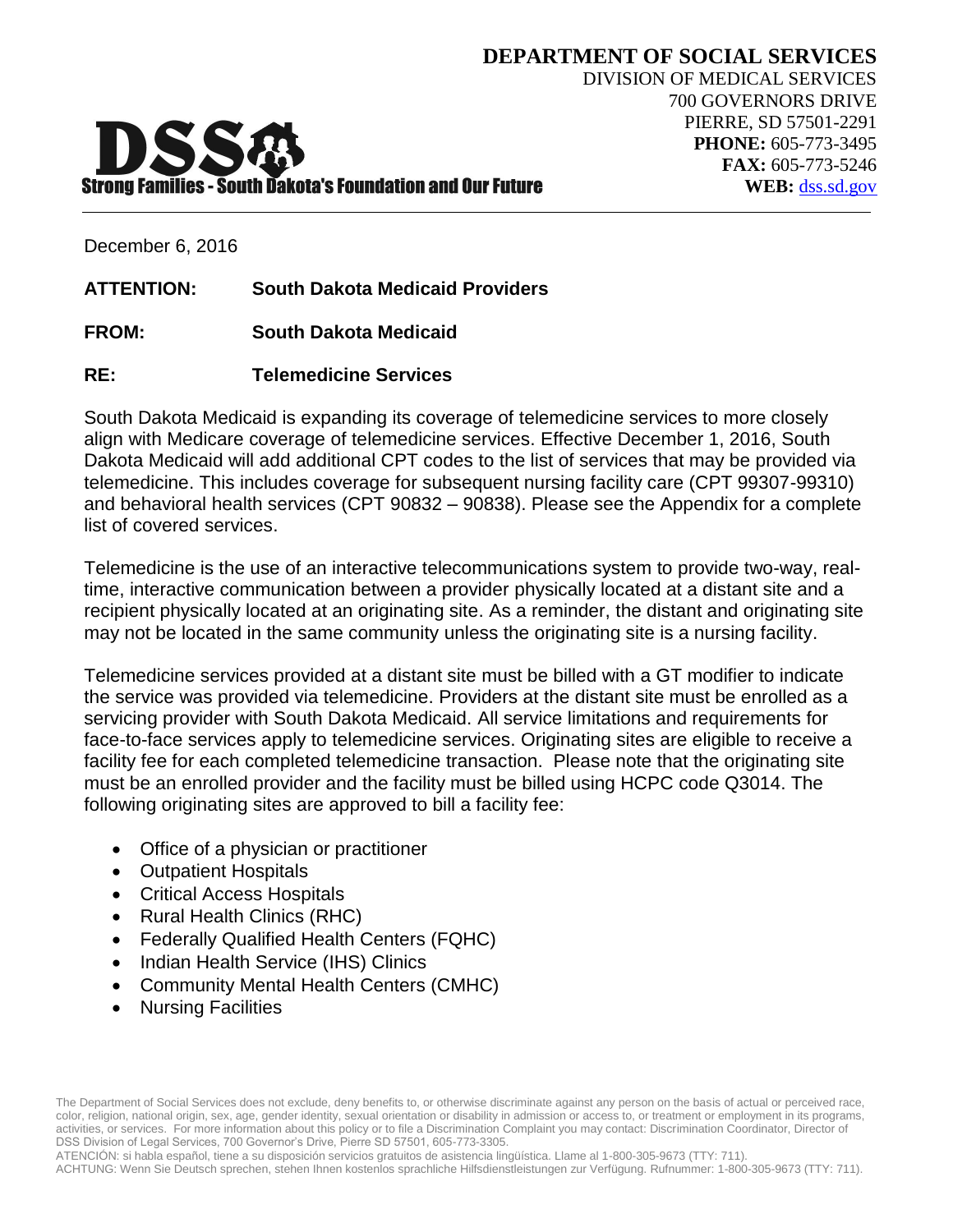**DEPARTMENT OF SOCIAL SERVICES**
DIVISION OF MEDICAL SERVICES
700 GOVERNORS DRIVE
PIERRE, SD 57501-2291
**PHONE:** 605-773-3495
**FAX:** 605-773-5246
**WEB:** dss.sd.gov

**DSS**
**Strong Families - South Dakota's Foundation and Our Future**

December 6, 2016

**ATTENTION:** **South Dakota Medicaid Providers**

**FROM:** **South Dakota Medicaid**

**RE:** **Telemedicine Services**

South Dakota Medicaid is expanding its coverage of telemedicine services to more closely align with Medicare coverage of telemedicine services. Effective December 1, 2016, South Dakota Medicaid will add additional CPT codes to the list of services that may be provided via telemedicine. This includes coverage for subsequent nursing facility care (CPT 99307-99310) and behavioral health services (CPT 90832 – 90838). Please see the Appendix for a complete list of covered services.

Telemedicine is the use of an interactive telecommunications system to provide two-way, real-time, interactive communication between a provider physically located at a distant site and a recipient physically located at an originating site. As a reminder, the distant and originating site may not be located in the same community unless the originating site is a nursing facility.

Telemedicine services provided at a distant site must be billed with a GT modifier to indicate the service was provided via telemedicine. Providers at the distant site must be enrolled as a servicing provider with South Dakota Medicaid. All service limitations and requirements for face-to-face services apply to telemedicine services. Originating sites are eligible to receive a facility fee for each completed telemedicine transaction. Please note that the originating site must be an enrolled provider and the facility must be billed using HCPC code Q3014. The following originating sites are approved to bill a facility fee:

- Office of a physician or practitioner
- Outpatient Hospitals
- Critical Access Hospitals
- Rural Health Clinics (RHC)
- Federally Qualified Health Centers (FQHC)
- Indian Health Service (IHS) Clinics
- Community Mental Health Centers (CMHC)
- Nursing Facilities

The Department of Social Services does not exclude, deny benefits to, or otherwise discriminate against any person on the basis of actual or perceived race, color, religion, national origin, sex, age, gender identity, sexual orientation or disability in admission or access to, or treatment or employment in its programs, activities, or services. For more information about this policy or to file a Discrimination Complaint you may contact: Discrimination Coordinator, Director of DSS Division of Legal Services, 700 Governor's Drive, Pierre SD 57501, 605-773-3305.
ATENCIÓN: si habla español, tiene a su disposición servicios gratuitos de asistencia lingüística. Llame al 1-800-305-9673 (TTY: 711).
ACHTUNG: Wenn Sie Deutsch sprechen, stehen Ihnen kostenlos sprachliche Hilfsdienstleistungen zur Verfügung. Rufnummer: 1-800-305-9673 (TTY: 711).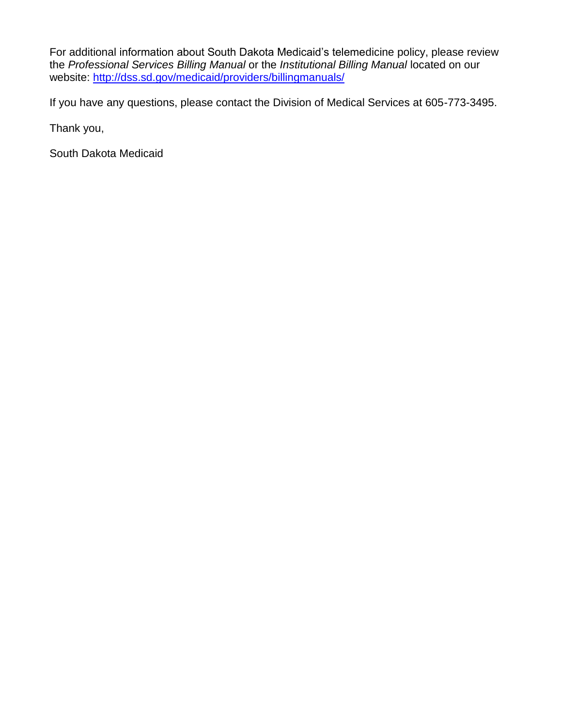For additional information about South Dakota Medicaid's telemedicine policy, please review the *Professional Services Billing Manual* or the *Institutional Billing Manual* located on our website: [http://dss.sd.gov/medicaid/providers/billingmanuals/](http://dss.sd.gov/medicaid/providers/billingmanuals/)

If you have any questions, please contact the Division of Medical Services at 605-773-3495.

Thank you,

South Dakota Medicaid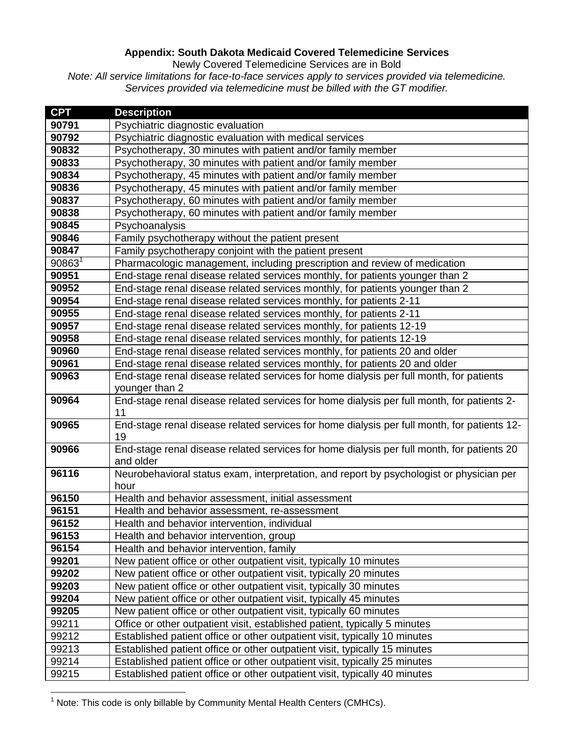**Appendix: South Dakota Medicaid Covered Telemedicine Services**

Newly Covered Telemedicine Services are in Bold

*Note: All service limitations for face-to-face services apply to services provided via telemedicine. Services provided via telemedicine must be billed with the GT modifier.*

| CPT | Description |
|---|---|
| **90791** | Psychiatric diagnostic evaluation |
| **90792** | Psychiatric diagnostic evaluation with medical services |
| **90832** | Psychotherapy, 30 minutes with patient and/or family member |
| **90833** | Psychotherapy, 30 minutes with patient and/or family member |
| **90834** | Psychotherapy, 45 minutes with patient and/or family member |
| **90836** | Psychotherapy, 45 minutes with patient and/or family member |
| **90837** | Psychotherapy, 60 minutes with patient and/or family member |
| **90838** | Psychotherapy, 60 minutes with patient and/or family member |
| **90845** | Psychoanalysis |
| **90846** | Family psychotherapy without the patient present |
| **90847** | Family psychotherapy conjoint with the patient present |
| 90863[1] | Pharmacologic management, including prescription and review of medication |
| **90951** | End-stage renal disease related services monthly, for patients younger than 2 |
| **90952** | End-stage renal disease related services monthly, for patients younger than 2 |
| **90954** | End-stage renal disease related services monthly, for patients 2-11 |
| **90955** | End-stage renal disease related services monthly, for patients 2-11 |
| **90957** | End-stage renal disease related services monthly, for patients 12-19 |
| **90958** | End-stage renal disease related services monthly, for patients 12-19 |
| **90960** | End-stage renal disease related services monthly, for patients 20 and older |
| **90961** | End-stage renal disease related services monthly, for patients 20 and older |
| **90963** | End-stage renal disease related services for home dialysis per full month, for patients younger than 2 |
| **90964** | End-stage renal disease related services for home dialysis per full month, for patients 2-11 |
| **90965** | End-stage renal disease related services for home dialysis per full month, for patients 12-19 |
| **90966** | End-stage renal disease related services for home dialysis per full month, for patients 20 and older |
| **96116** | Neurobehavioral status exam, interpretation, and report by psychologist or physician per hour |
| **96150** | Health and behavior assessment, initial assessment |
| **96151** | Health and behavior assessment, re-assessment |
| **96152** | Health and behavior intervention, individual |
| **96153** | Health and behavior intervention, group |
| **96154** | Health and behavior intervention, family |
| **99201** | New patient office or other outpatient visit, typically 10 minutes |
| **99202** | New patient office or other outpatient visit, typically 20 minutes |
| **99203** | New patient office or other outpatient visit, typically 30 minutes |
| **99204** | New patient office or other outpatient visit, typically 45 minutes |
| **99205** | New patient office or other outpatient visit, typically 60 minutes |
| 99211 | Office or other outpatient visit, established patient, typically 5 minutes |
| 99212 | Established patient office or other outpatient visit, typically 10 minutes |
| 99213 | Established patient office or other outpatient visit, typically 15 minutes |
| 99214 | Established patient office or other outpatient visit, typically 25 minutes |
| 99215 | Established patient office or other outpatient visit, typically 40 minutes |

[1] Note: This code is only billable by Community Mental Health Centers (CMHCs).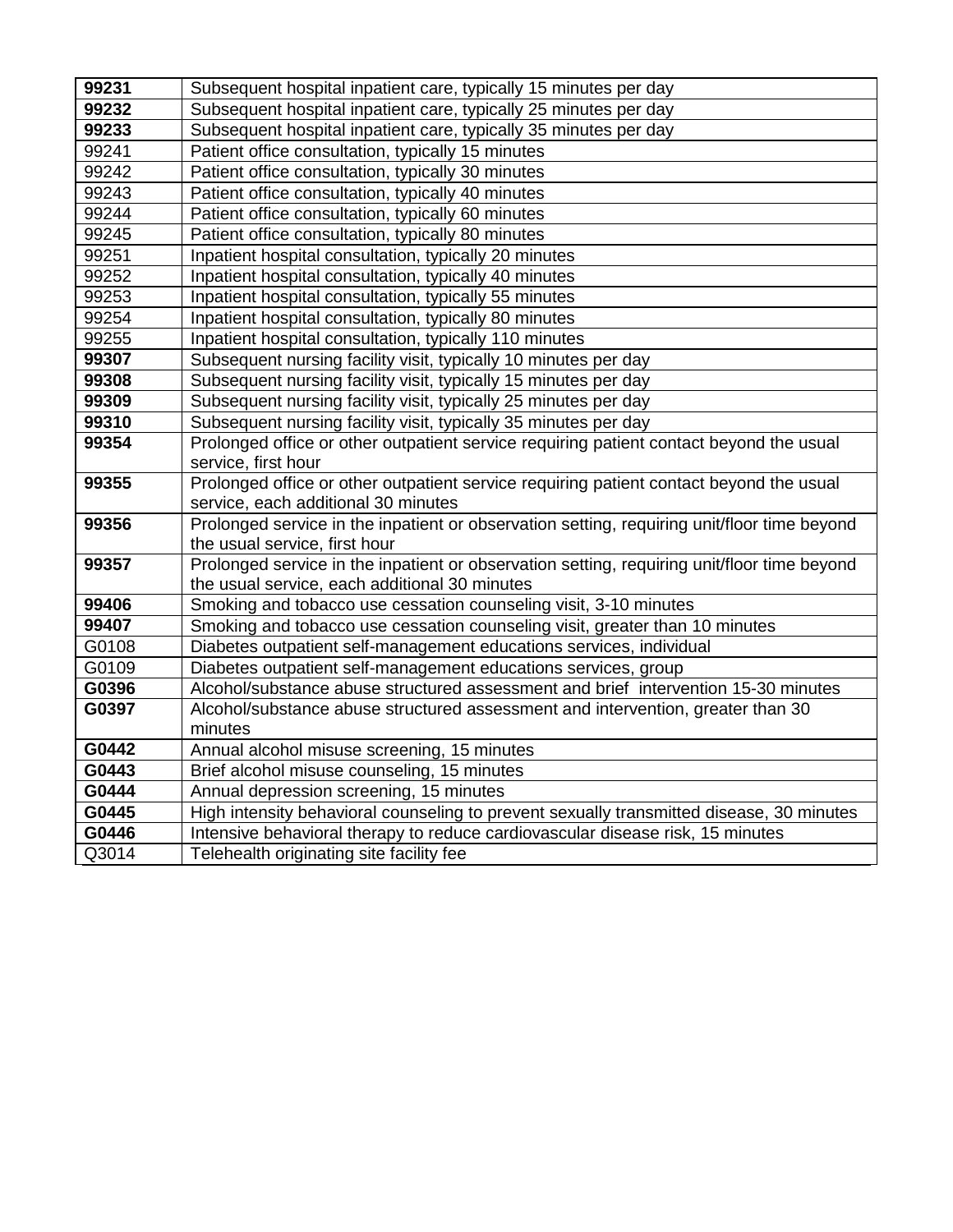| | |
|---|---|
| **99231** | Subsequent hospital inpatient care, typically 15 minutes per day |
| **99232** | Subsequent hospital inpatient care, typically 25 minutes per day |
| **99233** | Subsequent hospital inpatient care, typically 35 minutes per day |
| 99241 | Patient office consultation, typically 15 minutes |
| 99242 | Patient office consultation, typically 30 minutes |
| 99243 | Patient office consultation, typically 40 minutes |
| 99244 | Patient office consultation, typically 60 minutes |
| 99245 | Patient office consultation, typically 80 minutes |
| 99251 | Inpatient hospital consultation, typically 20 minutes |
| 99252 | Inpatient hospital consultation, typically 40 minutes |
| 99253 | Inpatient hospital consultation, typically 55 minutes |
| 99254 | Inpatient hospital consultation, typically 80 minutes |
| 99255 | Inpatient hospital consultation, typically 110 minutes |
| **99307** | Subsequent nursing facility visit, typically 10 minutes per day |
| **99308** | Subsequent nursing facility visit, typically 15 minutes per day |
| **99309** | Subsequent nursing facility visit, typically 25 minutes per day |
| **99310** | Subsequent nursing facility visit, typically 35 minutes per day |
| **99354** | Prolonged office or other outpatient service requiring patient contact beyond the usual service, first hour |
| **99355** | Prolonged office or other outpatient service requiring patient contact beyond the usual service, each additional 30 minutes |
| **99356** | Prolonged service in the inpatient or observation setting, requiring unit/floor time beyond the usual service, first hour |
| **99357** | Prolonged service in the inpatient or observation setting, requiring unit/floor time beyond the usual service, each additional 30 minutes |
| **99406** | Smoking and tobacco use cessation counseling visit, 3-10 minutes |
| **99407** | Smoking and tobacco use cessation counseling visit, greater than 10 minutes |
| G0108 | Diabetes outpatient self-management educations services, individual |
| G0109 | Diabetes outpatient self-management educations services, group |
| **G0396** | Alcohol/substance abuse structured assessment and brief intervention 15-30 minutes |
| **G0397** | Alcohol/substance abuse structured assessment and intervention, greater than 30 minutes |
| **G0442** | Annual alcohol misuse screening, 15 minutes |
| **G0443** | Brief alcohol misuse counseling, 15 minutes |
| **G0444** | Annual depression screening, 15 minutes |
| **G0445** | High intensity behavioral counseling to prevent sexually transmitted disease, 30 minutes |
| **G0446** | Intensive behavioral therapy to reduce cardiovascular disease risk, 15 minutes |
| Q3014 | Telehealth originating site facility fee |